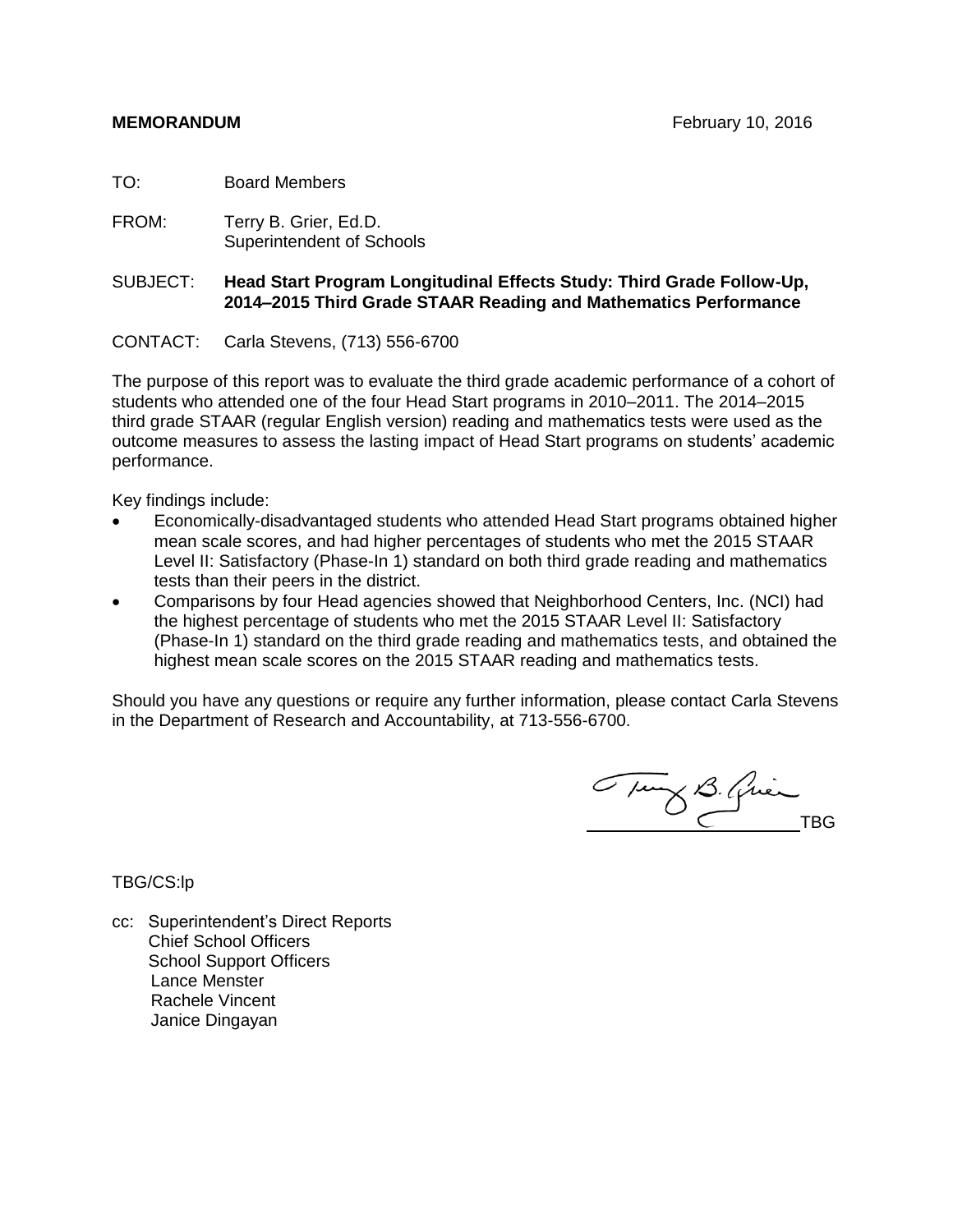**MEMORANDUM** February 10, 2016

TO: Board Members

FROM: Terry B. Grier, Ed.D.
Superintendent of Schools

SUBJECT: **Head Start Program Longitudinal Effects Study: Third Grade Follow-Up, 2014–2015 Third Grade STAAR Reading and Mathematics Performance**

CONTACT: Carla Stevens, (713) 556-6700

The purpose of this report was to evaluate the third grade academic performance of a cohort of students who attended one of the four Head Start programs in 2010–2011. The 2014–2015 third grade STAAR (regular English version) reading and mathematics tests were used as the outcome measures to assess the lasting impact of Head Start programs on students' academic performance.

Key findings include:

- Economically-disadvantaged students who attended Head Start programs obtained higher mean scale scores, and had higher percentages of students who met the 2015 STAAR Level II: Satisfactory (Phase-In 1) standard on both third grade reading and mathematics tests than their peers in the district.
- Comparisons by four Head agencies showed that Neighborhood Centers, Inc. (NCI) had the highest percentage of students who met the 2015 STAAR Level II: Satisfactory (Phase-In 1) standard on the third grade reading and mathematics tests, and obtained the highest mean scale scores on the 2015 STAAR reading and mathematics tests.

Should you have any questions or require any further information, please contact Carla Stevens in the Department of Research and Accountability, at 713-556-6700.

TBG

TBG/CS:lp

cc: Superintendent's Direct Reports
Chief School Officers
School Support Officers
Lance Menster
Rachele Vincent
Janice Dingayan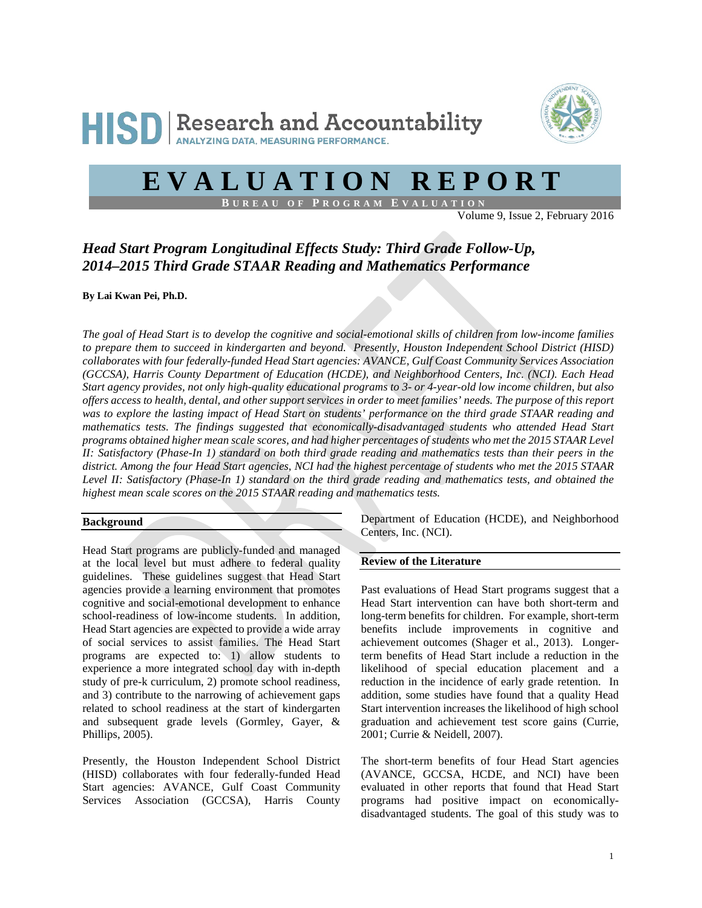# EVALUATION REPORT

**BUREAU OF PROGRAM EVALUATION**

Volume 9, Issue 2, February 2016

## *Head Start Program Longitudinal Effects Study: Third Grade Follow-Up, 2014–2015 Third Grade STAAR Reading and Mathematics Performance*

**By Lai Kwan Pei, Ph.D.**

*The goal of Head Start is to develop the cognitive and social-emotional skills of children from low-income families to prepare them to succeed in kindergarten and beyond. Presently, Houston Independent School District (HISD) collaborates with four federally-funded Head Start agencies: AVANCE, Gulf Coast Community Services Association (GCCSA), Harris County Department of Education (HCDE), and Neighborhood Centers, Inc. (NCI). Each Head Start agency provides, not only high-quality educational programs to 3- or 4-year-old low income children, but also offers access to health, dental, and other support services in order to meet families' needs. The purpose of this report was to explore the lasting impact of Head Start on students' performance on the third grade STAAR reading and mathematics tests. The findings suggested that economically-disadvantaged students who attended Head Start programs obtained higher mean scale scores, and had higher percentages of students who met the 2015 STAAR Level II: Satisfactory (Phase-In 1) standard on both third grade reading and mathematics tests than their peers in the district. Among the four Head Start agencies, NCI had the highest percentage of students who met the 2015 STAAR Level II: Satisfactory (Phase-In 1) standard on the third grade reading and mathematics tests, and obtained the highest mean scale scores on the 2015 STAAR reading and mathematics tests.*

### Background

Head Start programs are publicly-funded and managed at the local level but must adhere to federal quality guidelines. These guidelines suggest that Head Start agencies provide a learning environment that promotes cognitive and social-emotional development to enhance school-readiness of low-income students. In addition, Head Start agencies are expected to provide a wide array of social services to assist families. The Head Start programs are expected to: 1) allow students to experience a more integrated school day with in-depth study of pre-k curriculum, 2) promote school readiness, and 3) contribute to the narrowing of achievement gaps related to school readiness at the start of kindergarten and subsequent grade levels (Gormley, Gayer, & Phillips, 2005).

Presently, the Houston Independent School District (HISD) collaborates with four federally-funded Head Start agencies: AVANCE, Gulf Coast Community Services Association (GCCSA), Harris County Department of Education (HCDE), and Neighborhood Centers, Inc. (NCI).

### Review of the Literature

Past evaluations of Head Start programs suggest that a Head Start intervention can have both short-term and long-term benefits for children. For example, short-term benefits include improvements in cognitive and achievement outcomes (Shager et al., 2013). Longer-term benefits of Head Start include a reduction in the likelihood of special education placement and a reduction in the incidence of early grade retention. In addition, some studies have found that a quality Head Start intervention increases the likelihood of high school graduation and achievement test score gains (Currie, 2001; Currie & Neidell, 2007).

The short-term benefits of four Head Start agencies (AVANCE, GCCSA, HCDE, and NCI) have been evaluated in other reports that found that Head Start programs had positive impact on economically-disadvantaged students. The goal of this study was to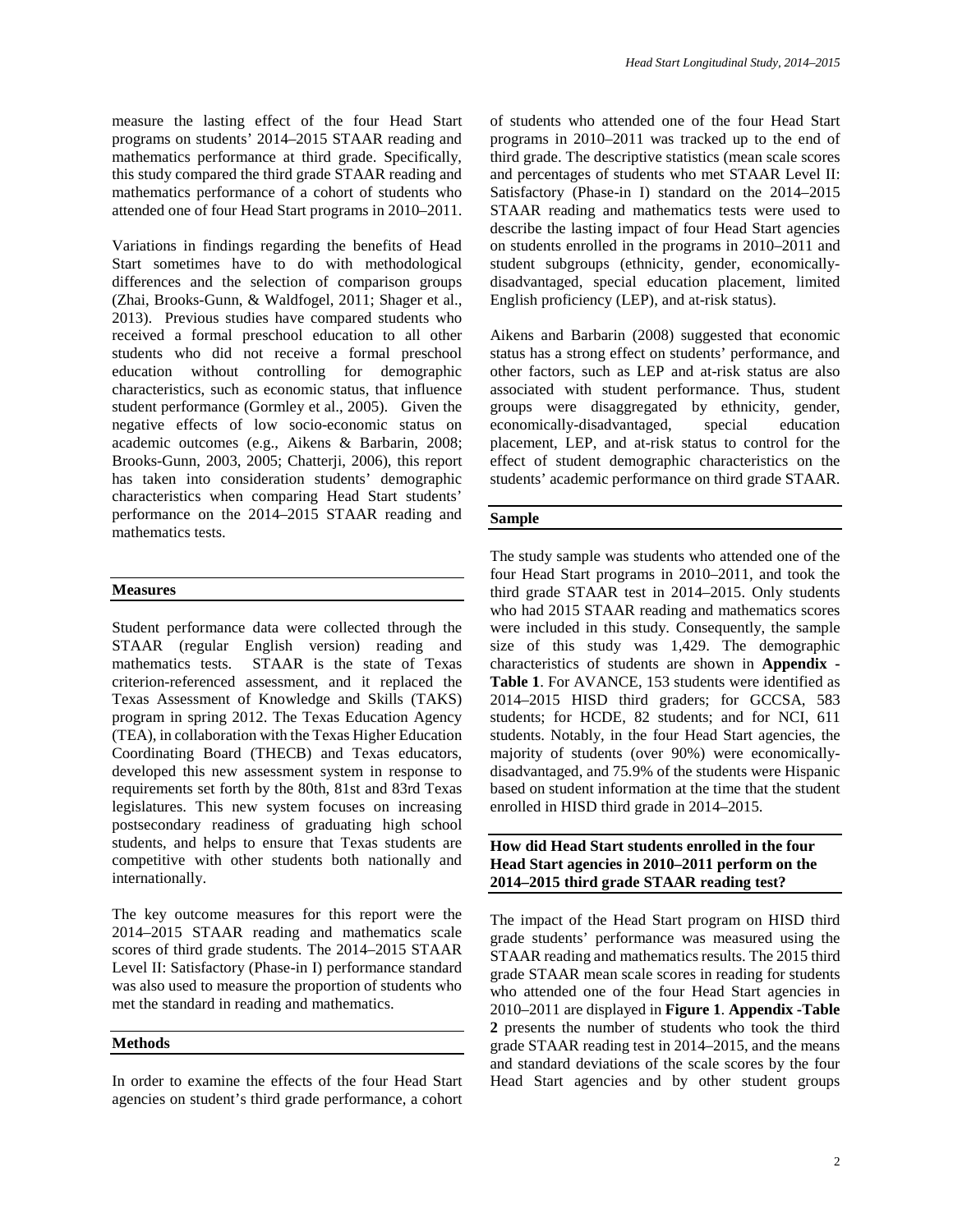measure the lasting effect of the four Head Start programs on students' 2014–2015 STAAR reading and mathematics performance at third grade. Specifically, this study compared the third grade STAAR reading and mathematics performance of a cohort of students who attended one of four Head Start programs in 2010–2011.

Variations in findings regarding the benefits of Head Start sometimes have to do with methodological differences and the selection of comparison groups (Zhai, Brooks-Gunn, & Waldfogel, 2011; Shager et al., 2013). Previous studies have compared students who received a formal preschool education to all other students who did not receive a formal preschool education without controlling for demographic characteristics, such as economic status, that influence student performance (Gormley et al., 2005). Given the negative effects of low socio-economic status on academic outcomes (e.g., Aikens & Barbarin, 2008; Brooks-Gunn, 2003, 2005; Chatterji, 2006), this report has taken into consideration students' demographic characteristics when comparing Head Start students' performance on the 2014–2015 STAAR reading and mathematics tests.

## Measures

Student performance data were collected through the STAAR (regular English version) reading and mathematics tests. STAAR is the state of Texas criterion-referenced assessment, and it replaced the Texas Assessment of Knowledge and Skills (TAKS) program in spring 2012. The Texas Education Agency (TEA), in collaboration with the Texas Higher Education Coordinating Board (THECB) and Texas educators, developed this new assessment system in response to requirements set forth by the 80th, 81st and 83rd Texas legislatures. This new system focuses on increasing postsecondary readiness of graduating high school students, and helps to ensure that Texas students are competitive with other students both nationally and internationally.

The key outcome measures for this report were the 2014–2015 STAAR reading and mathematics scale scores of third grade students. The 2014–2015 STAAR Level II: Satisfactory (Phase-in I) performance standard was also used to measure the proportion of students who met the standard in reading and mathematics.

## Methods

In order to examine the effects of the four Head Start agencies on student's third grade performance, a cohort of students who attended one of the four Head Start programs in 2010–2011 was tracked up to the end of third grade. The descriptive statistics (mean scale scores and percentages of students who met STAAR Level II: Satisfactory (Phase-in I) standard on the 2014–2015 STAAR reading and mathematics tests were used to describe the lasting impact of four Head Start agencies on students enrolled in the programs in 2010–2011 and student subgroups (ethnicity, gender, economically-disadvantaged, special education placement, limited English proficiency (LEP), and at-risk status).

Aikens and Barbarin (2008) suggested that economic status has a strong effect on students' performance, and other factors, such as LEP and at-risk status are also associated with student performance. Thus, student groups were disaggregated by ethnicity, gender, economically-disadvantaged, special education placement, LEP, and at-risk status to control for the effect of student demographic characteristics on the students' academic performance on third grade STAAR.

## Sample

The study sample was students who attended one of the four Head Start programs in 2010–2011, and took the third grade STAAR test in 2014–2015. Only students who had 2015 STAAR reading and mathematics scores were included in this study. Consequently, the sample size of this study was 1,429. The demographic characteristics of students are shown in **Appendix - Table 1**. For AVANCE, 153 students were identified as 2014–2015 HISD third graders; for GCCSA, 583 students; for HCDE, 82 students; and for NCI, 611 students. Notably, in the four Head Start agencies, the majority of students (over 90%) were economically-disadvantaged, and 75.9% of the students were Hispanic based on student information at the time that the student enrolled in HISD third grade in 2014–2015.

## How did Head Start students enrolled in the four Head Start agencies in 2010–2011 perform on the 2014–2015 third grade STAAR reading test?

The impact of the Head Start program on HISD third grade students' performance was measured using the STAAR reading and mathematics results. The 2015 third grade STAAR mean scale scores in reading for students who attended one of the four Head Start agencies in 2010–2011 are displayed in **Figure 1**. **Appendix -Table 2** presents the number of students who took the third grade STAAR reading test in 2014–2015, and the means and standard deviations of the scale scores by the four Head Start agencies and by other student groups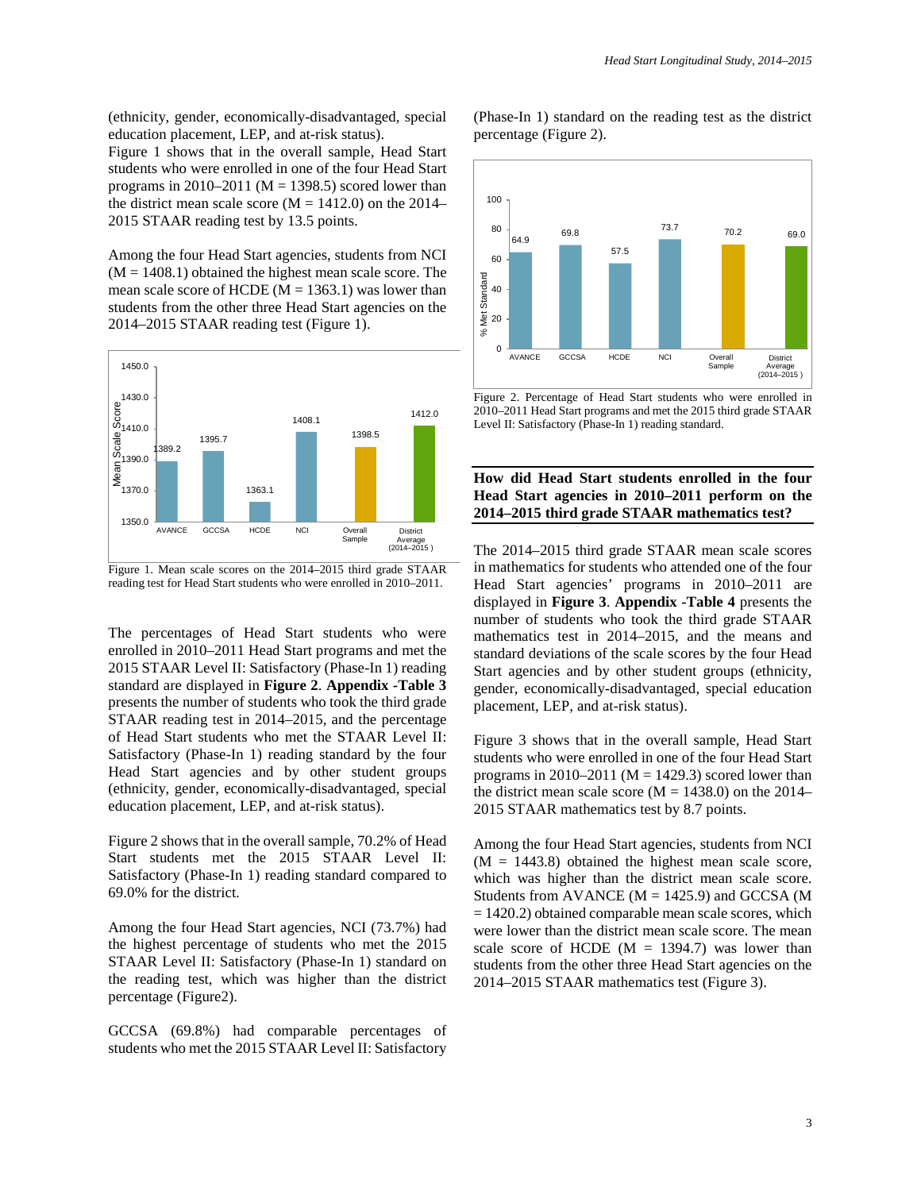(ethnicity, gender, economically-disadvantaged, special education placement, LEP, and at-risk status).

Figure 1 shows that in the overall sample, Head Start students who were enrolled in one of the four Head Start programs in 2010–2011 (M = 1398.5) scored lower than the district mean scale score (M = 1412.0) on the 2014–2015 STAAR reading test by 13.5 points.

Among the four Head Start agencies, students from NCI (M = 1408.1) obtained the highest mean scale score. The mean scale score of HCDE (M = 1363.1) was lower than students from the other three Head Start agencies on the 2014–2015 STAAR reading test (Figure 1).

Figure 1. Mean scale scores on the 2014–2015 third grade STAAR reading test for Head Start students who were enrolled in 2010–2011.

The percentages of Head Start students who were enrolled in 2010–2011 Head Start programs and met the 2015 STAAR Level II: Satisfactory (Phase-In 1) reading standard are displayed in **Figure 2**. **Appendix -Table 3** presents the number of students who took the third grade STAAR reading test in 2014–2015, and the percentage of Head Start students who met the STAAR Level II: Satisfactory (Phase-In 1) reading standard by the four Head Start agencies and by other student groups (ethnicity, gender, economically-disadvantaged, special education placement, LEP, and at-risk status).

Figure 2 shows that in the overall sample, 70.2% of Head Start students met the 2015 STAAR Level II: Satisfactory (Phase-In 1) reading standard compared to 69.0% for the district.

Among the four Head Start agencies, NCI (73.7%) had the highest percentage of students who met the 2015 STAAR Level II: Satisfactory (Phase-In 1) standard on the reading test, which was higher than the district percentage (Figure2).

GCCSA (69.8%) had comparable percentages of students who met the 2015 STAAR Level II: Satisfactory (Phase-In 1) standard on the reading test as the district percentage (Figure 2).

Figure 2. Percentage of Head Start students who were enrolled in 2010–2011 Head Start programs and met the 2015 third grade STAAR Level II: Satisfactory (Phase-In 1) reading standard.

## How did Head Start students enrolled in the four Head Start agencies in 2010–2011 perform on the 2014–2015 third grade STAAR mathematics test?

The 2014–2015 third grade STAAR mean scale scores in mathematics for students who attended one of the four Head Start agencies' programs in 2010–2011 are displayed in **Figure 3**. **Appendix -Table 4** presents the number of students who took the third grade STAAR mathematics test in 2014–2015, and the means and standard deviations of the scale scores by the four Head Start agencies and by other student groups (ethnicity, gender, economically-disadvantaged, special education placement, LEP, and at-risk status).

Figure 3 shows that in the overall sample, Head Start students who were enrolled in one of the four Head Start programs in 2010–2011 (M = 1429.3) scored lower than the district mean scale score (M = 1438.0) on the 2014–2015 STAAR mathematics test by 8.7 points.

Among the four Head Start agencies, students from NCI (M = 1443.8) obtained the highest mean scale score, which was higher than the district mean scale score. Students from AVANCE (M = 1425.9) and GCCSA (M = 1420.2) obtained comparable mean scale scores, which were lower than the district mean scale score. The mean scale score of HCDE (M = 1394.7) was lower than students from the other three Head Start agencies on the 2014–2015 STAAR mathematics test (Figure 3).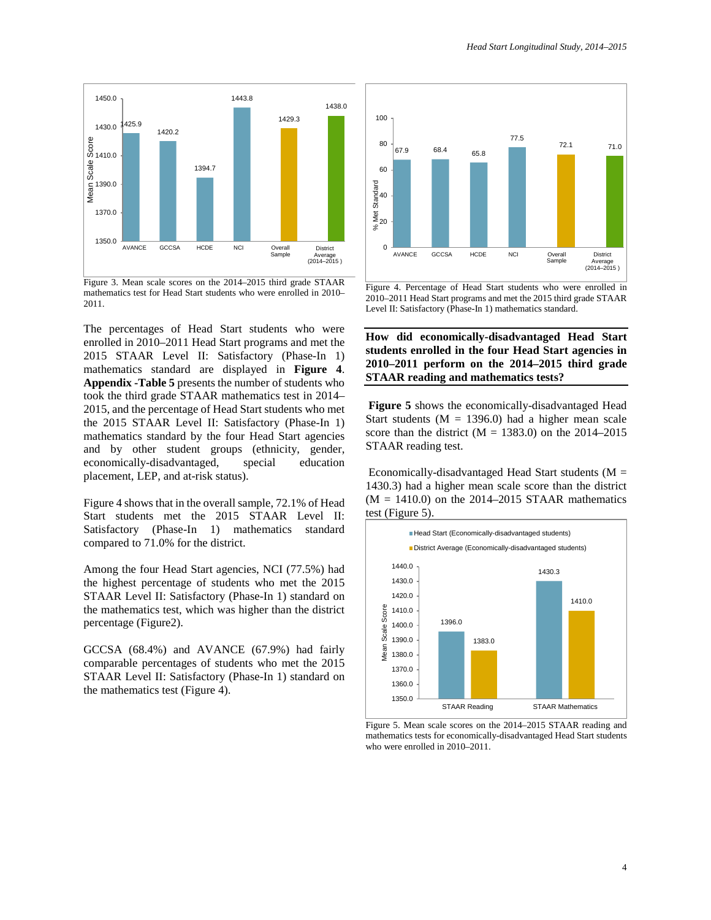Figure 3. Mean scale scores on the 2014–2015 third grade STAAR mathematics test for Head Start students who were enrolled in 2010–2011.

Figure 4. Percentage of Head Start students who were enrolled in 2010–2011 Head Start programs and met the 2015 third grade STAAR Level II: Satisfactory (Phase-In 1) mathematics standard.

The percentages of Head Start students who were enrolled in 2010–2011 Head Start programs and met the 2015 STAAR Level II: Satisfactory (Phase-In 1) mathematics standard are displayed in **Figure 4**. **Appendix -Table 5** presents the number of students who took the third grade STAAR mathematics test in 2014–2015, and the percentage of Head Start students who met the 2015 STAAR Level II: Satisfactory (Phase-In 1) mathematics standard by the four Head Start agencies and by other student groups (ethnicity, gender, economically-disadvantaged, special education placement, LEP, and at-risk status).

Figure 4 shows that in the overall sample, 72.1% of Head Start students met the 2015 STAAR Level II: Satisfactory (Phase-In 1) mathematics standard compared to 71.0% for the district.

Among the four Head Start agencies, NCI (77.5%) had the highest percentage of students who met the 2015 STAAR Level II: Satisfactory (Phase-In 1) standard on the mathematics test, which was higher than the district percentage (Figure2).

GCCSA (68.4%) and AVANCE (67.9%) had fairly comparable percentages of students who met the 2015 STAAR Level II: Satisfactory (Phase-In 1) standard on the mathematics test (Figure 4).

**How did economically-disadvantaged Head Start students enrolled in the four Head Start agencies in 2010–2011 perform on the 2014–2015 third grade STAAR reading and mathematics tests?**

**Figure 5** shows the economically-disadvantaged Head Start students (M = 1396.0) had a higher mean scale score than the district (M = 1383.0) on the 2014–2015 STAAR reading test.

Economically-disadvantaged Head Start students (M = 1430.3) had a higher mean scale score than the district (M = 1410.0) on the 2014–2015 STAAR mathematics test (Figure 5).

Figure 5. Mean scale scores on the 2014–2015 STAAR reading and mathematics tests for economically-disadvantaged Head Start students who were enrolled in 2010–2011.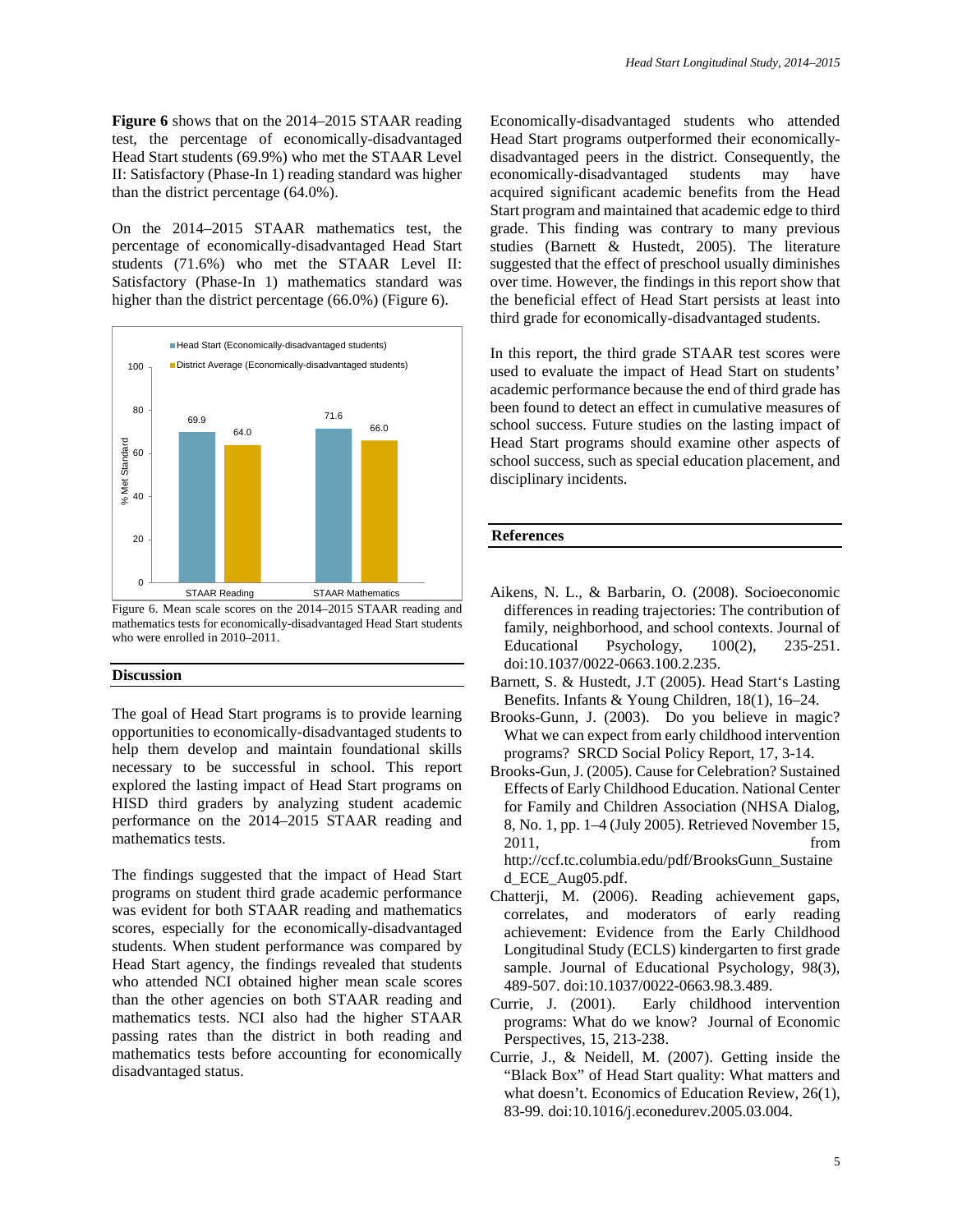**Figure 6** shows that on the 2014–2015 STAAR reading test, the percentage of economically-disadvantaged Head Start students (69.9%) who met the STAAR Level II: Satisfactory (Phase-In 1) reading standard was higher than the district percentage (64.0%).

On the 2014–2015 STAAR mathematics test, the percentage of economically-disadvantaged Head Start students (71.6%) who met the STAAR Level II: Satisfactory (Phase-In 1) mathematics standard was higher than the district percentage (66.0%) (Figure 6).

| % Met Standard | Head Start (Economically-disadvantaged students) | District Average (Economically-disadvantaged students) |
|---|---|---|
| STAAR Reading | 69.9 | 64.0 |
| STAAR Mathematics | 71.6 | 66.0 |

Figure 6. Mean scale scores on the 2014–2015 STAAR reading and mathematics tests for economically-disadvantaged Head Start students who were enrolled in 2010–2011.

## Discussion

The goal of Head Start programs is to provide learning opportunities to economically-disadvantaged students to help them develop and maintain foundational skills necessary to be successful in school. This report explored the lasting impact of Head Start programs on HISD third graders by analyzing student academic performance on the 2014–2015 STAAR reading and mathematics tests.

The findings suggested that the impact of Head Start programs on student third grade academic performance was evident for both STAAR reading and mathematics scores, especially for the economically-disadvantaged students. When student performance was compared by Head Start agency, the findings revealed that students who attended NCI obtained higher mean scale scores than the other agencies on both STAAR reading and mathematics tests. NCI also had the higher STAAR passing rates than the district in both reading and mathematics tests before accounting for economically disadvantaged status.

Economically-disadvantaged students who attended Head Start programs outperformed their economically-disadvantaged peers in the district. Consequently, the economically-disadvantaged students may have acquired significant academic benefits from the Head Start program and maintained that academic edge to third grade. This finding was contrary to many previous studies (Barnett & Hustedt, 2005). The literature suggested that the effect of preschool usually diminishes over time. However, the findings in this report show that the beneficial effect of Head Start persists at least into third grade for economically-disadvantaged students.

In this report, the third grade STAAR test scores were used to evaluate the impact of Head Start on students' academic performance because the end of third grade has been found to detect an effect in cumulative measures of school success. Future studies on the lasting impact of Head Start programs should examine other aspects of school success, such as special education placement, and disciplinary incidents.

## References

Aikens, N. L., & Barbarin, O. (2008). Socioeconomic differences in reading trajectories: The contribution of family, neighborhood, and school contexts. Journal of Educational Psychology, 100(2), 235-251. doi:10.1037/0022-0663.100.2.235.

Barnett, S. & Hustedt, J.T (2005). Head Start's Lasting Benefits. Infants & Young Children, 18(1), 16–24.

Brooks-Gunn, J. (2003). Do you believe in magic? What we can expect from early childhood intervention programs? SRCD Social Policy Report, 17, 3-14.

Brooks-Gun, J. (2005). Cause for Celebration? Sustained Effects of Early Childhood Education. National Center for Family and Children Association (NHSA Dialog, 8, No. 1, pp. 1–4 (July 2005). Retrieved November 15, 2011, from http://ccf.tc.columbia.edu/pdf/BrooksGunn_Sustained_ECE_Aug05.pdf.

Chatterji, M. (2006). Reading achievement gaps, correlates, and moderators of early reading achievement: Evidence from the Early Childhood Longitudinal Study (ECLS) kindergarten to first grade sample. Journal of Educational Psychology, 98(3), 489-507. doi:10.1037/0022-0663.98.3.489.

Currie, J. (2001). Early childhood intervention programs: What do we know? Journal of Economic Perspectives, 15, 213-238.

Currie, J., & Neidell, M. (2007). Getting inside the "Black Box" of Head Start quality: What matters and what doesn't. Economics of Education Review, 26(1), 83-99. doi:10.1016/j.econedurev.2005.03.004.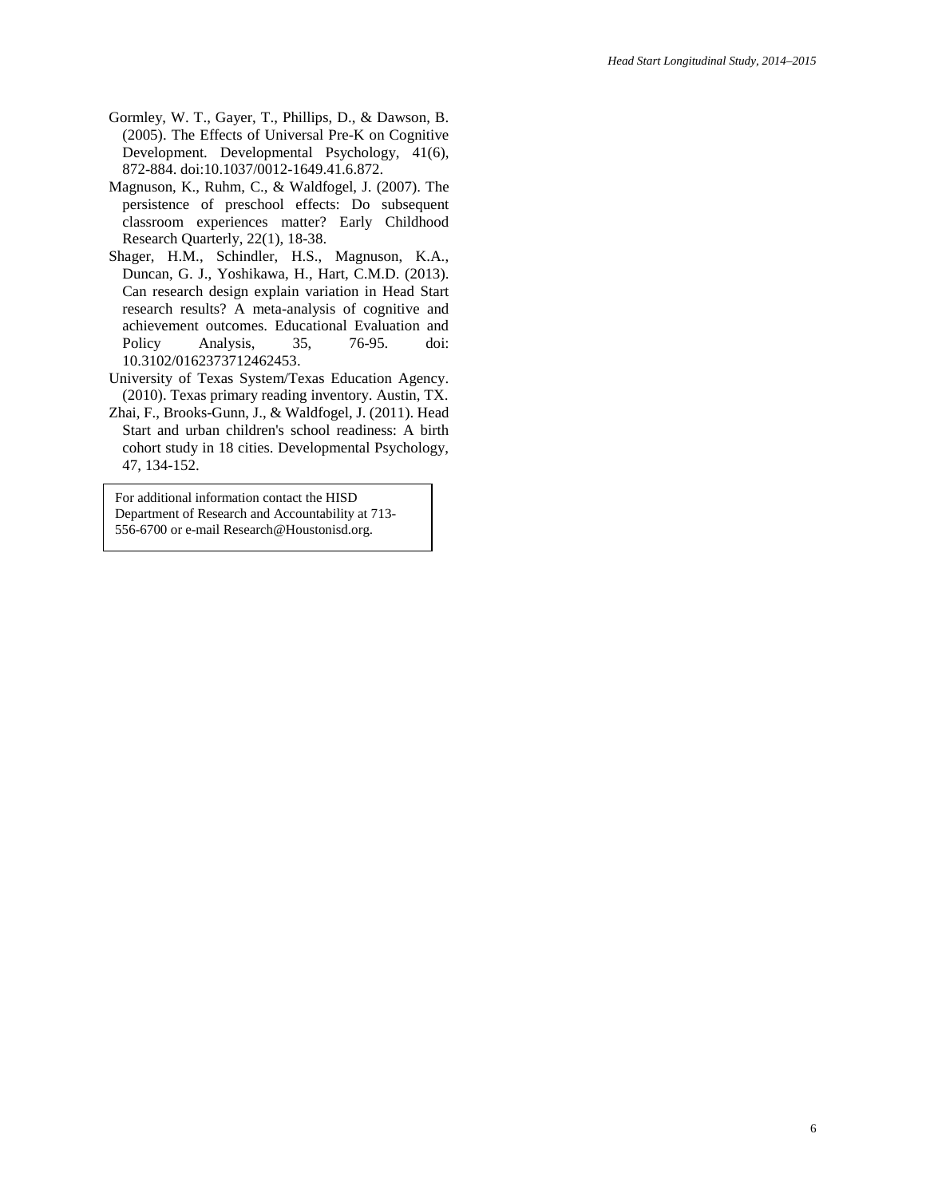Gormley, W. T., Gayer, T., Phillips, D., & Dawson, B. (2005). The Effects of Universal Pre-K on Cognitive Development. Developmental Psychology, 41(6), 872-884. doi:10.1037/0012-1649.41.6.872.

Magnuson, K., Ruhm, C., & Waldfogel, J. (2007). The persistence of preschool effects: Do subsequent classroom experiences matter? Early Childhood Research Quarterly, 22(1), 18-38.

Shager, H.M., Schindler, H.S., Magnuson, K.A., Duncan, G. J., Yoshikawa, H., Hart, C.M.D. (2013). Can research design explain variation in Head Start research results? A meta-analysis of cognitive and achievement outcomes. Educational Evaluation and Policy Analysis, 35, 76-95. doi: 10.3102/0162373712462453.

University of Texas System/Texas Education Agency. (2010). Texas primary reading inventory. Austin, TX.

Zhai, F., Brooks-Gunn, J., & Waldfogel, J. (2011). Head Start and urban children's school readiness: A birth cohort study in 18 cities. Developmental Psychology, 47, 134-152.

For additional information contact the HISD Department of Research and Accountability at 713-556-6700 or e-mail Research@Houstonisd.org.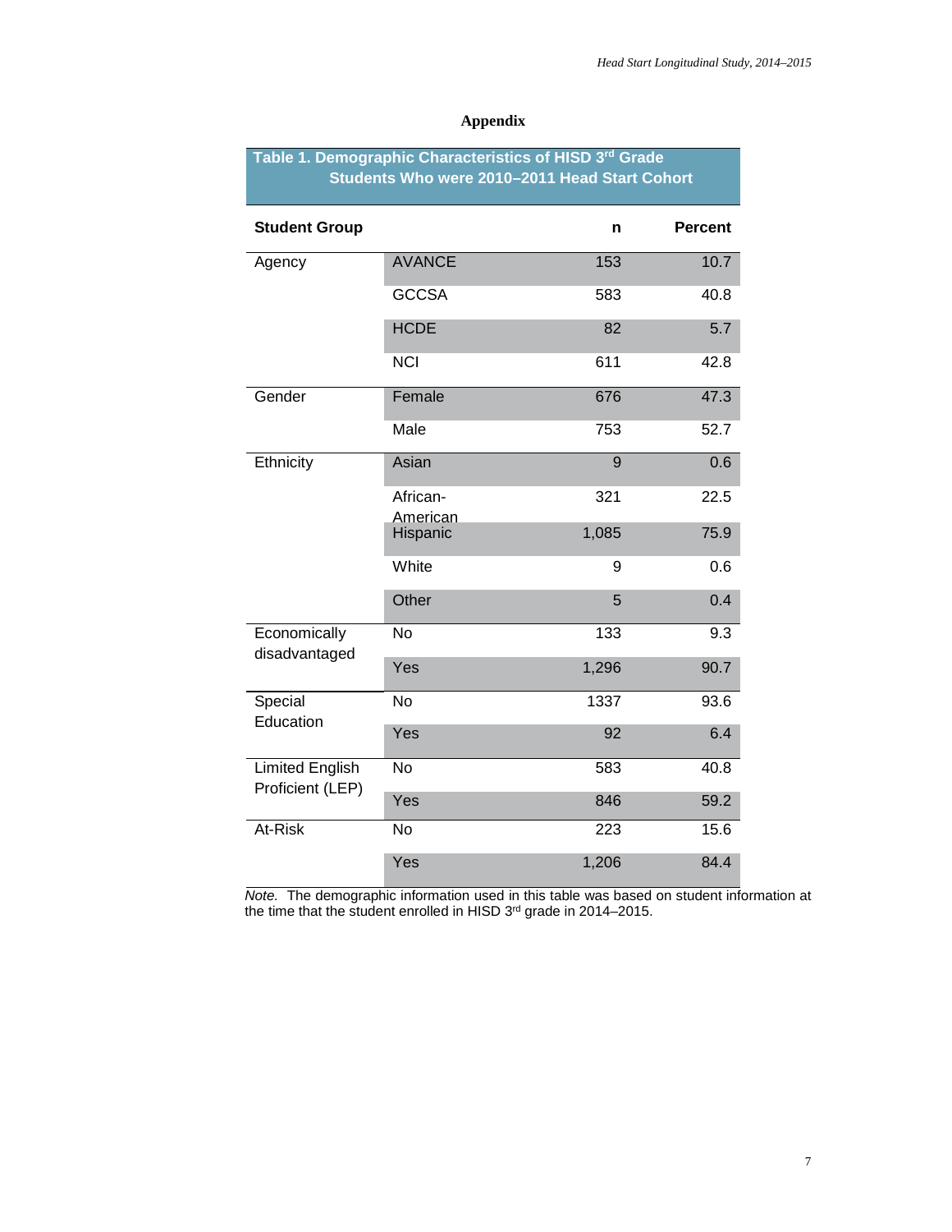## Appendix

**Table 1. Demographic Characteristics of HISD 3rd Grade Students Who were 2010–2011 Head Start Cohort**

| Student Group | | n | Percent |
|---|---|---|---|
| Agency | AVANCE | 153 | 10.7 |
| | GCCSA | 583 | 40.8 |
| | HCDE | 82 | 5.7 |
| | NCI | 611 | 42.8 |
| Gender | Female | 676 | 47.3 |
| | Male | 753 | 52.7 |
| Ethnicity | Asian | 9 | 0.6 |
| | African-American | 321 | 22.5 |
| | Hispanic | 1,085 | 75.9 |
| | White | 9 | 0.6 |
| | Other | 5 | 0.4 |
| Economically disadvantaged | No | 133 | 9.3 |
| | Yes | 1,296 | 90.7 |
| Special Education | No | 1337 | 93.6 |
| | Yes | 92 | 6.4 |
| Limited English Proficient (LEP) | No | 583 | 40.8 |
| | Yes | 846 | 59.2 |
| At-Risk | No | 223 | 15.6 |
| | Yes | 1,206 | 84.4 |

*Note.* The demographic information used in this table was based on student information at the time that the student enrolled in HISD 3rd grade in 2014–2015.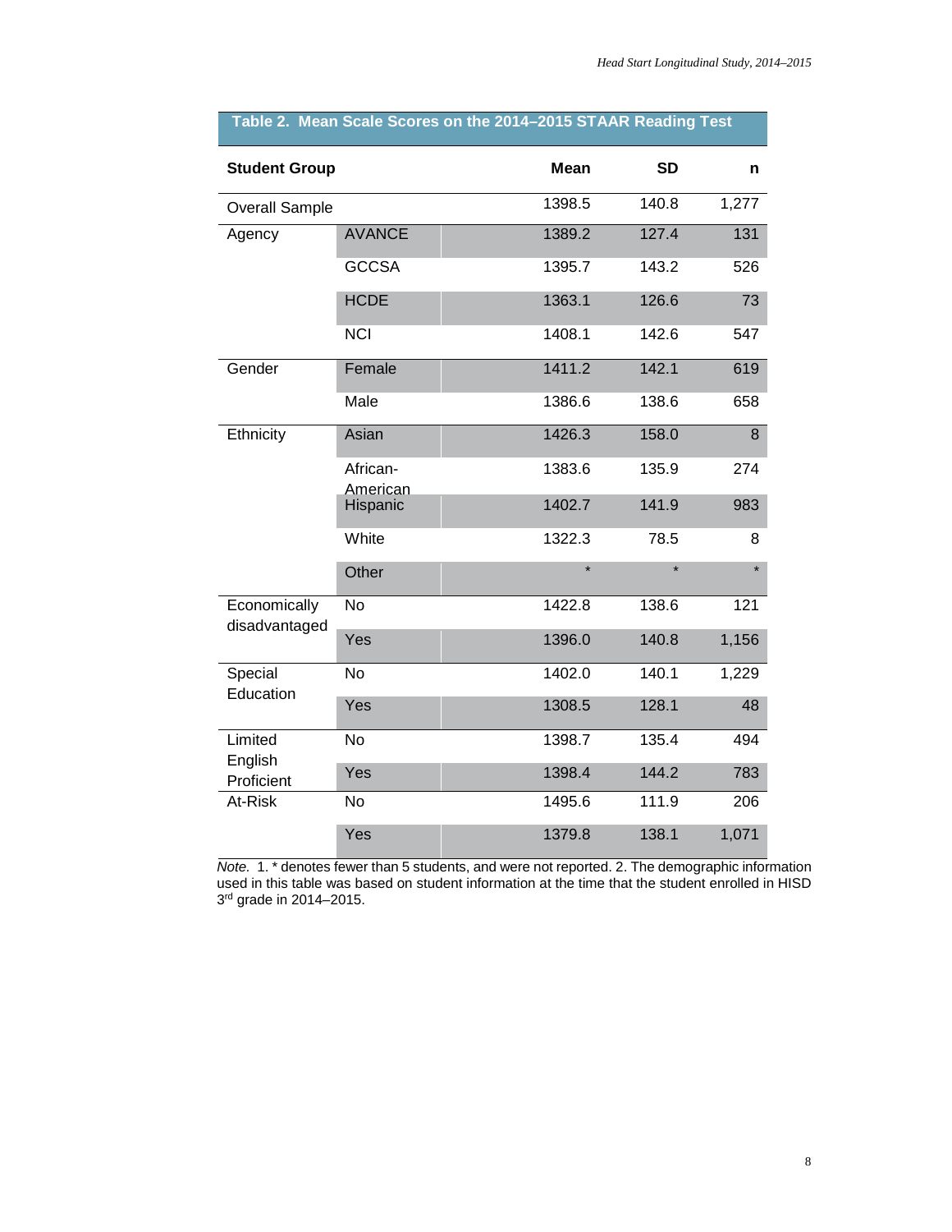**Table 2. Mean Scale Scores on the 2014–2015 STAAR Reading Test**

| Student Group | | Mean | SD | n |
|---|---|---|---|---|
| Overall Sample | | 1398.5 | 140.8 | 1,277 |
| Agency | AVANCE | 1389.2 | 127.4 | 131 |
| | GCCSA | 1395.7 | 143.2 | 526 |
| | HCDE | 1363.1 | 126.6 | 73 |
| | NCI | 1408.1 | 142.6 | 547 |
| Gender | Female | 1411.2 | 142.1 | 619 |
| | Male | 1386.6 | 138.6 | 658 |
| Ethnicity | Asian | 1426.3 | 158.0 | 8 |
| | African-American | 1383.6 | 135.9 | 274 |
| | Hispanic | 1402.7 | 141.9 | 983 |
| | White | 1322.3 | 78.5 | 8 |
| | Other | * | * | * |
| Economically disadvantaged | No | 1422.8 | 138.6 | 121 |
| | Yes | 1396.0 | 140.8 | 1,156 |
| Special Education | No | 1402.0 | 140.1 | 1,229 |
| | Yes | 1308.5 | 128.1 | 48 |
| Limited English Proficient | No | 1398.7 | 135.4 | 494 |
| | Yes | 1398.4 | 144.2 | 783 |
| At-Risk | No | 1495.6 | 111.9 | 206 |
| | Yes | 1379.8 | 138.1 | 1,071 |

*Note.* 1. * denotes fewer than 5 students, and were not reported. 2. The demographic information used in this table was based on student information at the time that the student enrolled in HISD 3rd grade in 2014–2015.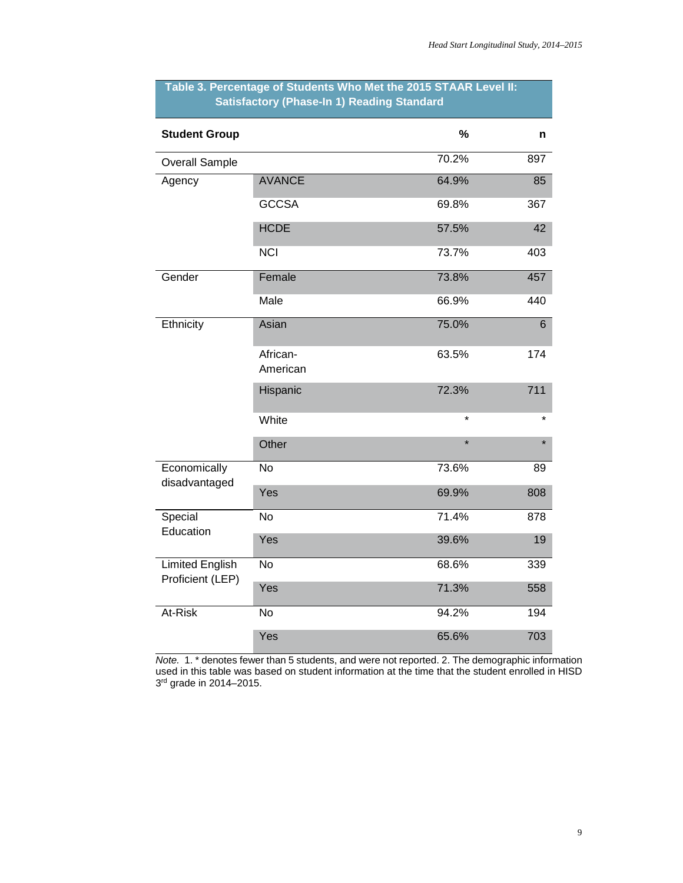**Table 3. Percentage of Students Who Met the 2015 STAAR Level II: Satisfactory (Phase-In 1) Reading Standard**

| Student Group | | % | n |
|---|---|---|---|
| Overall Sample | | 70.2% | 897 |
| Agency | AVANCE | 64.9% | 85 |
| | GCCSA | 69.8% | 367 |
| | HCDE | 57.5% | 42 |
| | NCI | 73.7% | 403 |
| Gender | Female | 73.8% | 457 |
| | Male | 66.9% | 440 |
| Ethnicity | Asian | 75.0% | 6 |
| | African-American | 63.5% | 174 |
| | Hispanic | 72.3% | 711 |
| | White | * | * |
| | Other | * | * |
| Economically disadvantaged | No | 73.6% | 89 |
| | Yes | 69.9% | 808 |
| Special Education | No | 71.4% | 878 |
| | Yes | 39.6% | 19 |
| Limited English Proficient (LEP) | No | 68.6% | 339 |
| | Yes | 71.3% | 558 |
| At-Risk | No | 94.2% | 194 |
| | Yes | 65.6% | 703 |

*Note.* 1. * denotes fewer than 5 students, and were not reported. 2. The demographic information used in this table was based on student information at the time that the student enrolled in HISD 3rd grade in 2014–2015.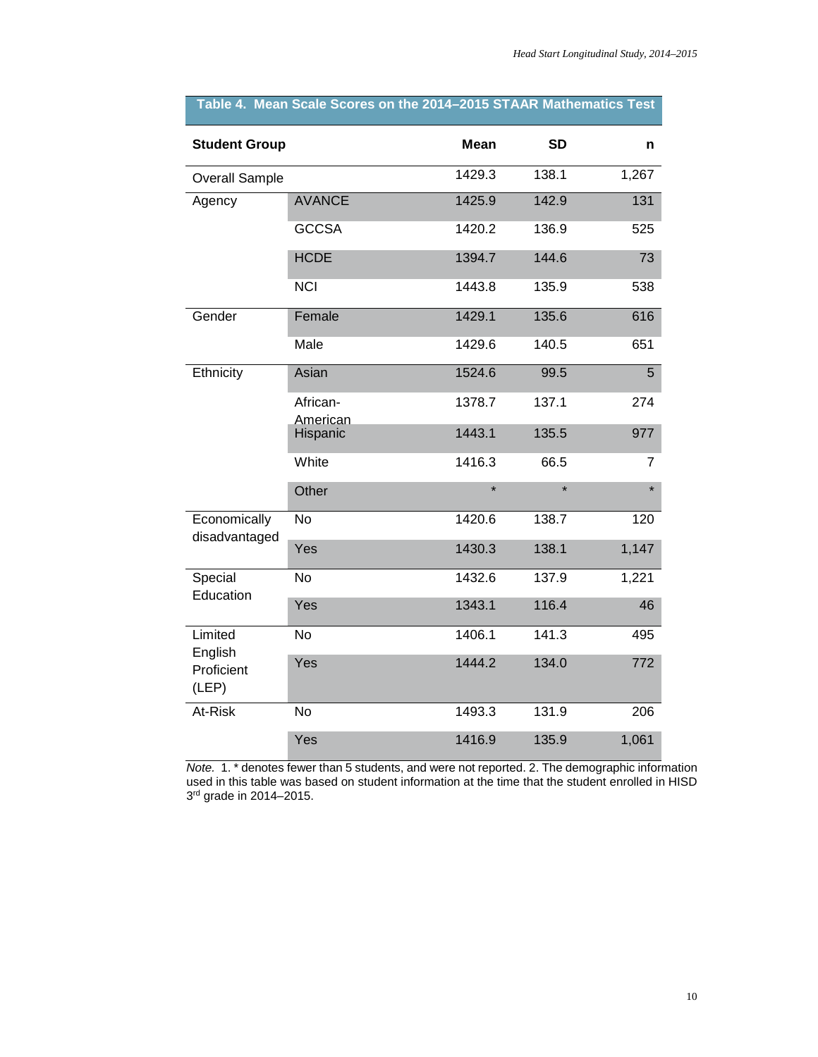**Table 4. Mean Scale Scores on the 2014–2015 STAAR Mathematics Test**

| Student Group | | Mean | SD | n |
|---|---|---|---|---|
| Overall Sample | | 1429.3 | 138.1 | 1,267 |
| Agency | AVANCE | 1425.9 | 142.9 | 131 |
| | GCCSA | 1420.2 | 136.9 | 525 |
| | HCDE | 1394.7 | 144.6 | 73 |
| | NCI | 1443.8 | 135.9 | 538 |
| Gender | Female | 1429.1 | 135.6 | 616 |
| | Male | 1429.6 | 140.5 | 651 |
| Ethnicity | Asian | 1524.6 | 99.5 | 5 |
| | African-American | 1378.7 | 137.1 | 274 |
| | Hispanic | 1443.1 | 135.5 | 977 |
| | White | 1416.3 | 66.5 | 7 |
| | Other | * | * | * |
| Economically disadvantaged | No | 1420.6 | 138.7 | 120 |
| | Yes | 1430.3 | 138.1 | 1,147 |
| Special Education | No | 1432.6 | 137.9 | 1,221 |
| | Yes | 1343.1 | 116.4 | 46 |
| Limited English Proficient (LEP) | No | 1406.1 | 141.3 | 495 |
| | Yes | 1444.2 | 134.0 | 772 |
| At-Risk | No | 1493.3 | 131.9 | 206 |
| | Yes | 1416.9 | 135.9 | 1,061 |

*Note.* 1. * denotes fewer than 5 students, and were not reported. 2. The demographic information used in this table was based on student information at the time that the student enrolled in HISD 3rd grade in 2014–2015.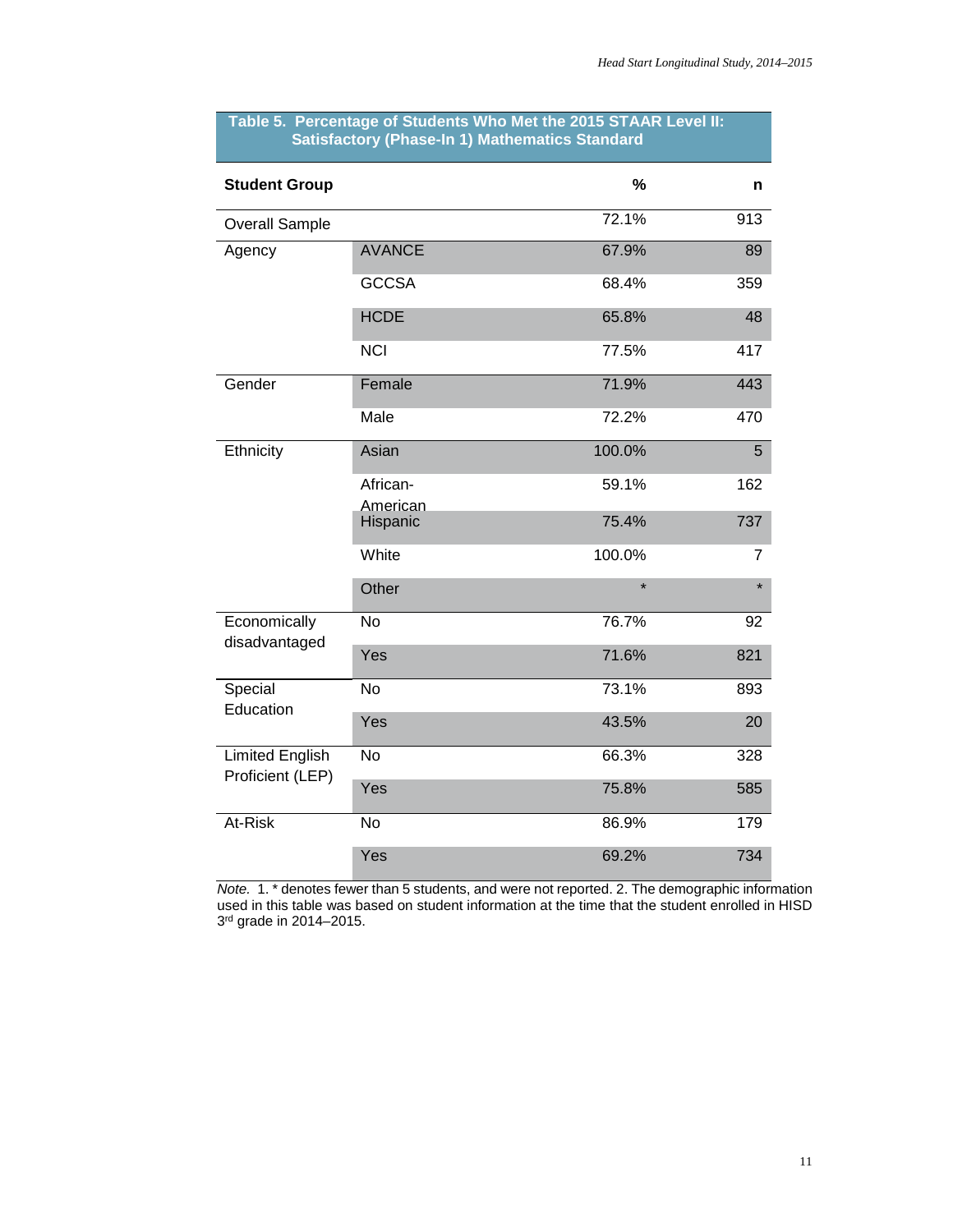**Table 5. Percentage of Students Who Met the 2015 STAAR Level II: Satisfactory (Phase-In 1) Mathematics Standard**

| Student Group | | % | n |
|---|---|---|---|
| Overall Sample | | 72.1% | 913 |
| Agency | AVANCE | 67.9% | 89 |
| | GCCSA | 68.4% | 359 |
| | HCDE | 65.8% | 48 |
| | NCI | 77.5% | 417 |
| Gender | Female | 71.9% | 443 |
| | Male | 72.2% | 470 |
| Ethnicity | Asian | 100.0% | 5 |
| | African-American | 59.1% | 162 |
| | Hispanic | 75.4% | 737 |
| | White | 100.0% | 7 |
| | Other | * | * |
| Economically disadvantaged | No | 76.7% | 92 |
| | Yes | 71.6% | 821 |
| Special Education | No | 73.1% | 893 |
| | Yes | 43.5% | 20 |
| Limited English Proficient (LEP) | No | 66.3% | 328 |
| | Yes | 75.8% | 585 |
| At-Risk | No | 86.9% | 179 |
| | Yes | 69.2% | 734 |

*Note.* 1. * denotes fewer than 5 students, and were not reported. 2. The demographic information used in this table was based on student information at the time that the student enrolled in HISD 3rd grade in 2014–2015.